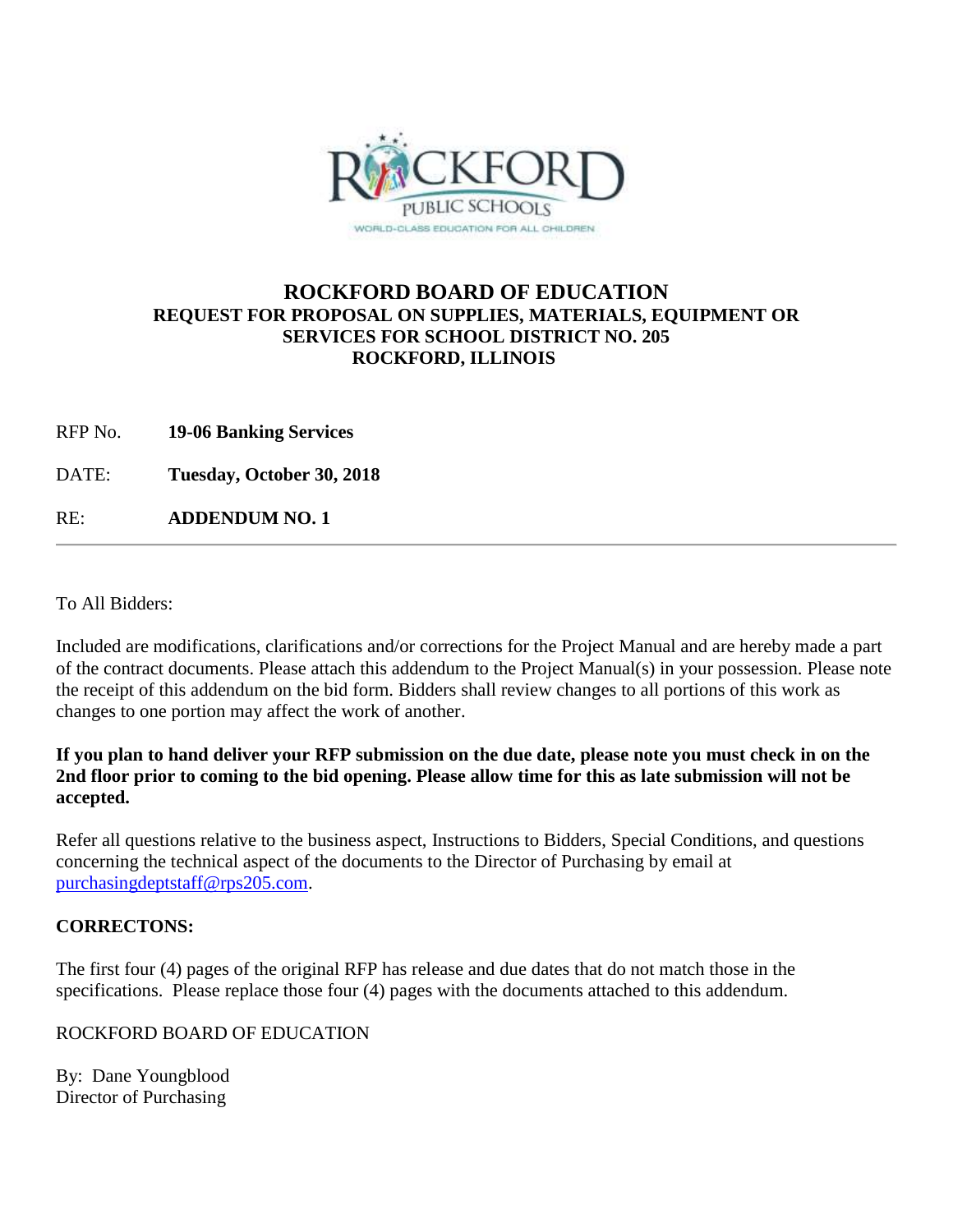# ROCKFORD BOARD OF EDUCATION

## REQUEST FOR PROPOSAL ON SUPPLIES, MATERIALS, EQUIPMENT OR SERVICES FOR SCHOOL DISTRICT NO. 205 ROCKFORD, ILLINOIS

RFP No. **19-06 Banking Services**

DATE: **Tuesday, October 30, 2018**

RE: **ADDENDUM NO. 1**

---

To All Bidders:

Included are modifications, clarifications and/or corrections for the Project Manual and are hereby made a part of the contract documents. Please attach this addendum to the Project Manual(s) in your possession. Please note the receipt of this addendum on the bid form. Bidders shall review changes to all portions of this work as changes to one portion may affect the work of another.

**If you plan to hand deliver your RFP submission on the due date, please note you must check in on the 2nd floor prior to coming to the bid opening. Please allow time for this as late submission will not be accepted.**

Refer all questions relative to the business aspect, Instructions to Bidders, Special Conditions, and questions concerning the technical aspect of the documents to the Director of Purchasing by email at purchasingdeptstaff@rps205.com.

**CORRECTONS:**

The first four (4) pages of the original RFP has release and due dates that do not match those in the specifications. Please replace those four (4) pages with the documents attached to this addendum.

ROCKFORD BOARD OF EDUCATION

By: Dane Youngblood
Director of Purchasing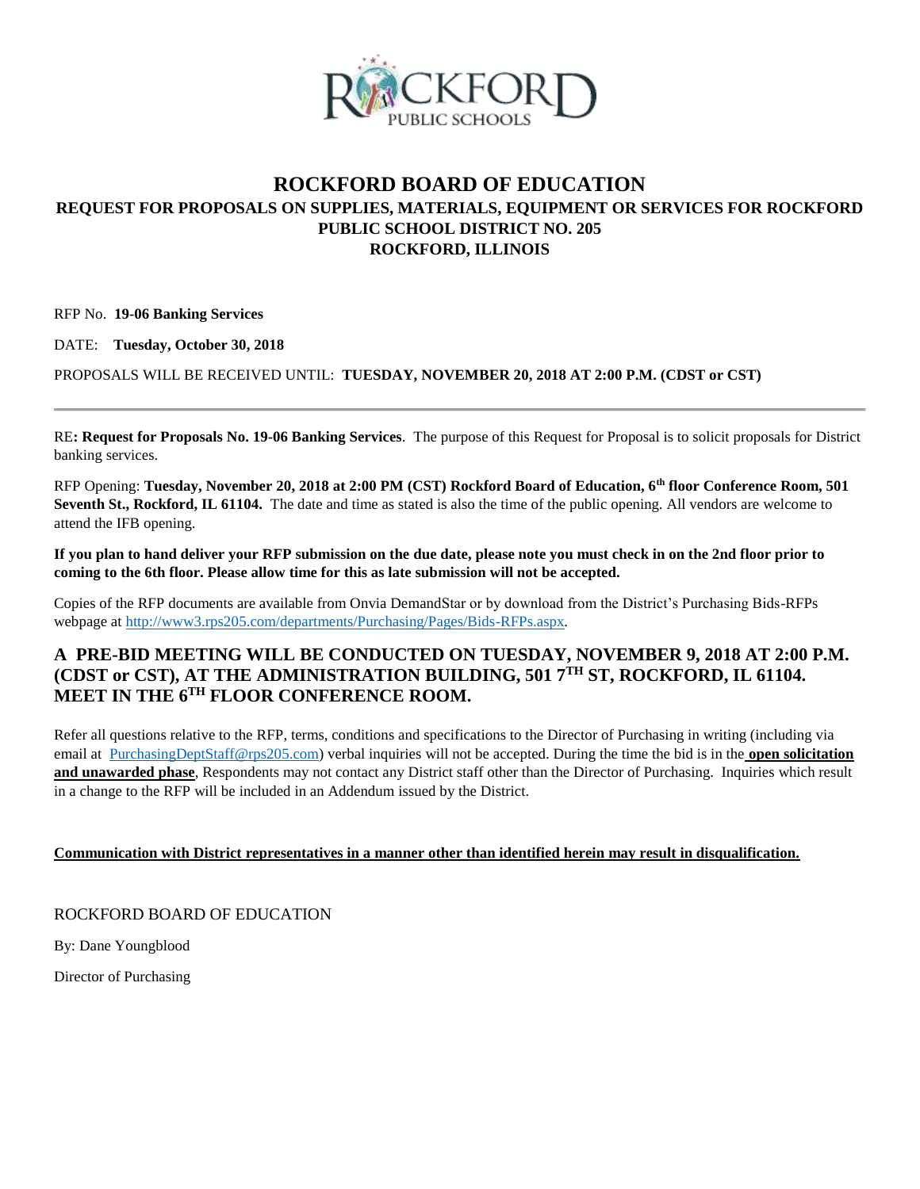# ROCKFORD BOARD OF EDUCATION

## REQUEST FOR PROPOSALS ON SUPPLIES, MATERIALS, EQUIPMENT OR SERVICES FOR ROCKFORD PUBLIC SCHOOL DISTRICT NO. 205 ROCKFORD, ILLINOIS

RFP No. **19-06 Banking Services**

DATE: **Tuesday, October 30, 2018**

PROPOSALS WILL BE RECEIVED UNTIL: **TUESDAY, NOVEMBER 20, 2018 AT 2:00 P.M. (CDST or CST)**

---

RE**: Request for Proposals No. 19-06 Banking Services**. The purpose of this Request for Proposal is to solicit proposals for District banking services.

RFP Opening: **Tuesday, November 20, 2018 at 2:00 PM (CST) Rockford Board of Education, 6th floor Conference Room, 501 Seventh St., Rockford, IL 61104.** The date and time as stated is also the time of the public opening. All vendors are welcome to attend the IFB opening.

**If you plan to hand deliver your RFP submission on the due date, please note you must check in on the 2nd floor prior to coming to the 6th floor. Please allow time for this as late submission will not be accepted.**

Copies of the RFP documents are available from Onvia DemandStar or by download from the District's Purchasing Bids-RFPs webpage at http://www3.rps205.com/departments/Purchasing/Pages/Bids-RFPs.aspx.

## A PRE-BID MEETING WILL BE CONDUCTED ON TUESDAY, NOVEMBER 9, 2018 AT 2:00 P.M. (CDST or CST), AT THE ADMINISTRATION BUILDING, 501 7TH ST, ROCKFORD, IL 61104. MEET IN THE 6TH FLOOR CONFERENCE ROOM.

Refer all questions relative to the RFP, terms, conditions and specifications to the Director of Purchasing in writing (including via email at PurchasingDeptStaff@rps205.com) verbal inquiries will not be accepted. During the time the bid is in the **open solicitation and unawarded phase**, Respondents may not contact any District staff other than the Director of Purchasing. Inquiries which result in a change to the RFP will be included in an Addendum issued by the District.

**Communication with District representatives in a manner other than identified herein may result in disqualification.**

ROCKFORD BOARD OF EDUCATION

By: Dane Youngblood

Director of Purchasing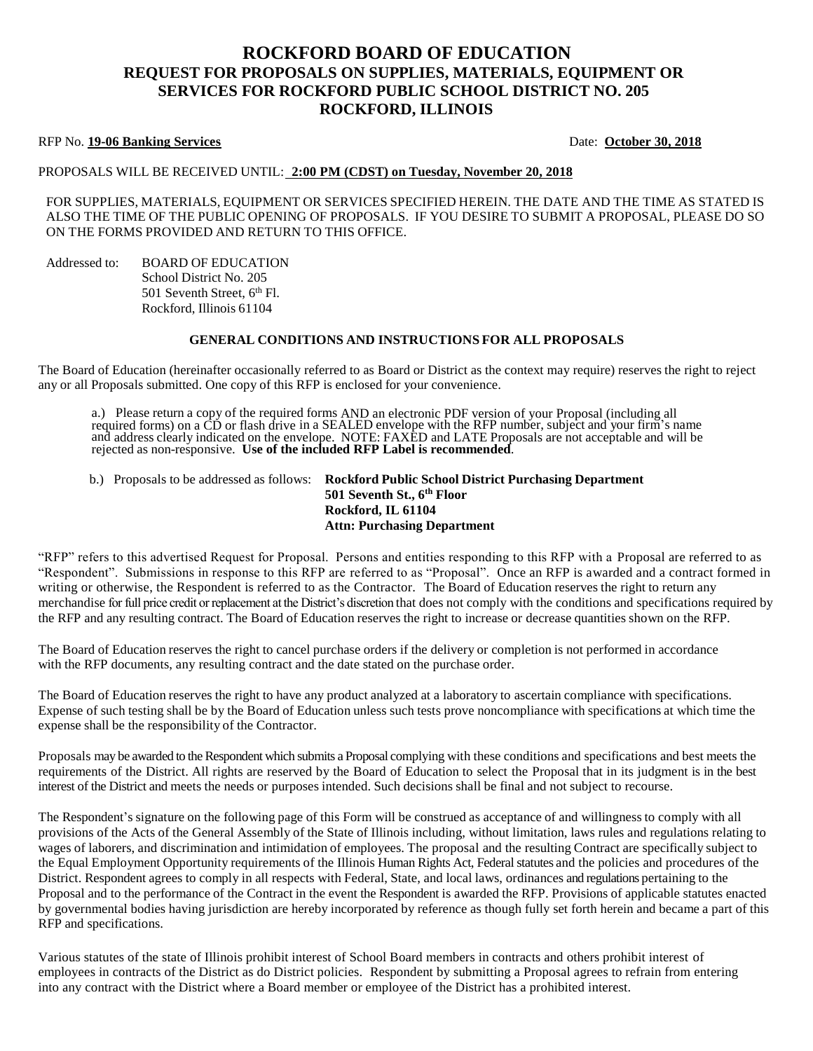# ROCKFORD BOARD OF EDUCATION
## REQUEST FOR PROPOSALS ON SUPPLIES, MATERIALS, EQUIPMENT OR SERVICES FOR ROCKFORD PUBLIC SCHOOL DISTRICT NO. 205
## ROCKFORD, ILLINOIS

RFP No. **19-06 Banking Services** Date: **October 30, 2018**

PROPOSALS WILL BE RECEIVED UNTIL: **2:00 PM (CDST) on Tuesday, November 20, 2018**

FOR SUPPLIES, MATERIALS, EQUIPMENT OR SERVICES SPECIFIED HEREIN. THE DATE AND THE TIME AS STATED IS ALSO THE TIME OF THE PUBLIC OPENING OF PROPOSALS. IF YOU DESIRE TO SUBMIT A PROPOSAL, PLEASE DO SO ON THE FORMS PROVIDED AND RETURN TO THIS OFFICE.

Addressed to: BOARD OF EDUCATION
School District No. 205
501 Seventh Street, 6th Fl.
Rockford, Illinois 61104

### GENERAL CONDITIONS AND INSTRUCTIONS FOR ALL PROPOSALS

The Board of Education (hereinafter occasionally referred to as Board or District as the context may require) reserves the right to reject any or all Proposals submitted. One copy of this RFP is enclosed for your convenience.

a.) Please return a copy of the required forms AND an electronic PDF version of your Proposal (including all required forms) on a CD or flash drive in a SEALED envelope with the RFP number, subject and your firm's name and address clearly indicated on the envelope. NOTE: FAXED and LATE Proposals are not acceptable and will be rejected as non-responsive. **Use of the included RFP Label is recommended**.

b.) Proposals to be addressed as follows: **Rockford Public School District Purchasing Department**
**501 Seventh St., 6th Floor**
**Rockford, IL 61104**
**Attn: Purchasing Department**

"RFP" refers to this advertised Request for Proposal. Persons and entities responding to this RFP with a Proposal are referred to as "Respondent". Submissions in response to this RFP are referred to as "Proposal". Once an RFP is awarded and a contract formed in writing or otherwise, the Respondent is referred to as the Contractor. The Board of Education reserves the right to return any merchandise for full price credit or replacement at the District's discretion that does not comply with the conditions and specifications required by the RFP and any resulting contract. The Board of Education reserves the right to increase or decrease quantities shown on the RFP.

The Board of Education reserves the right to cancel purchase orders if the delivery or completion is not performed in accordance with the RFP documents, any resulting contract and the date stated on the purchase order.

The Board of Education reserves the right to have any product analyzed at a laboratory to ascertain compliance with specifications. Expense of such testing shall be by the Board of Education unless such tests prove noncompliance with specifications at which time the expense shall be the responsibility of the Contractor.

Proposals may be awarded to the Respondent which submits a Proposal complying with these conditions and specifications and best meets the requirements of the District. All rights are reserved by the Board of Education to select the Proposal that in its judgment is in the best interest of the District and meets the needs or purposes intended. Such decisions shall be final and not subject to recourse.

The Respondent's signature on the following page of this Form will be construed as acceptance of and willingness to comply with all provisions of the Acts of the General Assembly of the State of Illinois including, without limitation, laws rules and regulations relating to wages of laborers, and discrimination and intimidation of employees. The proposal and the resulting Contract are specifically subject to the Equal Employment Opportunity requirements of the Illinois Human Rights Act, Federal statutes and the policies and procedures of the District. Respondent agrees to comply in all respects with Federal, State, and local laws, ordinances and regulations pertaining to the Proposal and to the performance of the Contract in the event the Respondent is awarded the RFP. Provisions of applicable statutes enacted by governmental bodies having jurisdiction are hereby incorporated by reference as though fully set forth herein and became a part of this RFP and specifications.

Various statutes of the state of Illinois prohibit interest of School Board members in contracts and others prohibit interest of employees in contracts of the District as do District policies. Respondent by submitting a Proposal agrees to refrain from entering into any contract with the District where a Board member or employee of the District has a prohibited interest.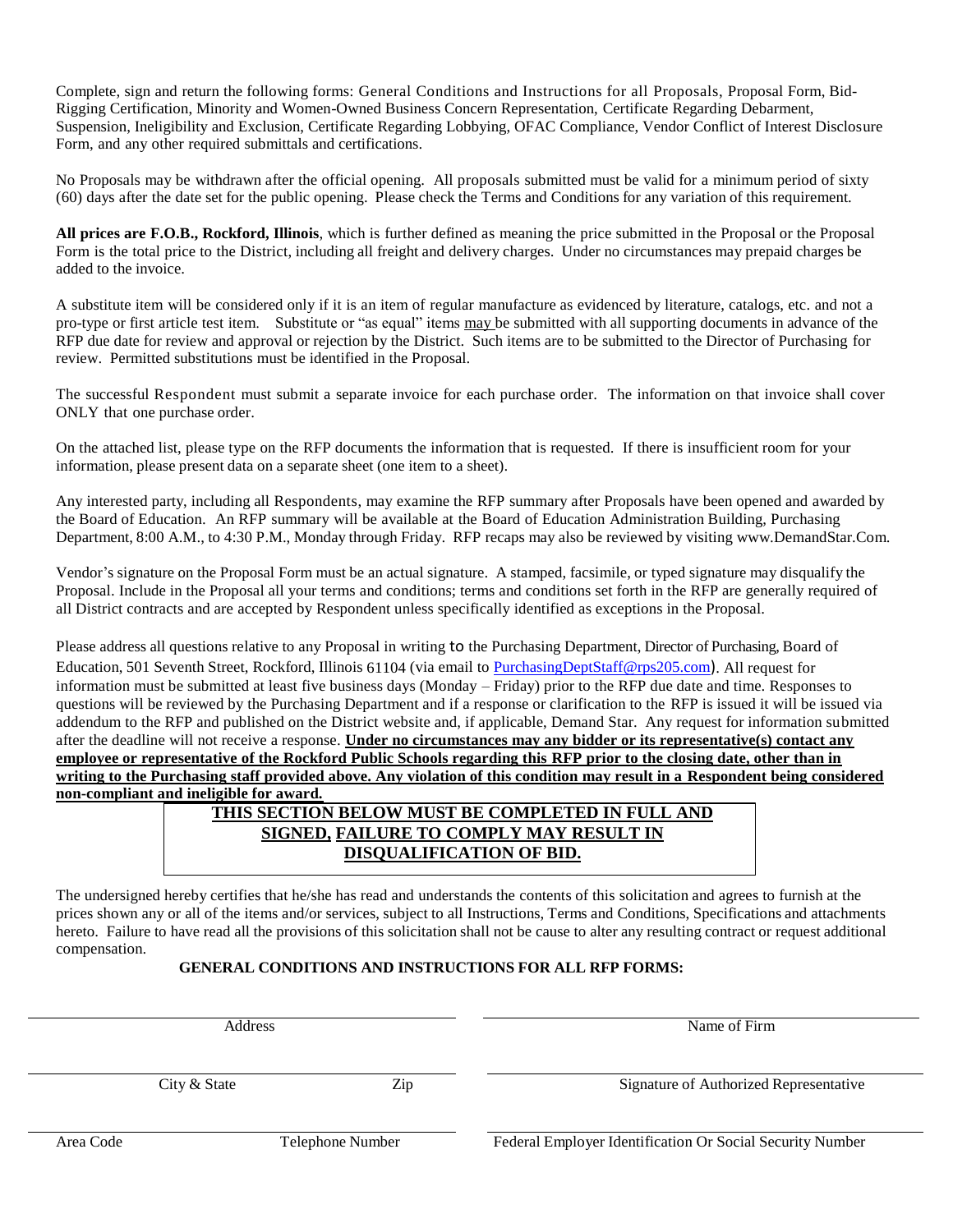Complete, sign and return the following forms: General Conditions and Instructions for all Proposals, Proposal Form, Bid-Rigging Certification, Minority and Women-Owned Business Concern Representation, Certificate Regarding Debarment, Suspension, Ineligibility and Exclusion, Certificate Regarding Lobbying, OFAC Compliance, Vendor Conflict of Interest Disclosure Form, and any other required submittals and certifications.

No Proposals may be withdrawn after the official opening. All proposals submitted must be valid for a minimum period of sixty (60) days after the date set for the public opening. Please check the Terms and Conditions for any variation of this requirement.

**All prices are F.O.B., Rockford, Illinois**, which is further defined as meaning the price submitted in the Proposal or the Proposal Form is the total price to the District, including all freight and delivery charges. Under no circumstances may prepaid charges be added to the invoice.

A substitute item will be considered only if it is an item of regular manufacture as evidenced by literature, catalogs, etc. and not a pro-type or first article test item. Substitute or "as equal" items may be submitted with all supporting documents in advance of the RFP due date for review and approval or rejection by the District. Such items are to be submitted to the Director of Purchasing for review. Permitted substitutions must be identified in the Proposal.

The successful Respondent must submit a separate invoice for each purchase order. The information on that invoice shall cover ONLY that one purchase order.

On the attached list, please type on the RFP documents the information that is requested. If there is insufficient room for your information, please present data on a separate sheet (one item to a sheet).

Any interested party, including all Respondents, may examine the RFP summary after Proposals have been opened and awarded by the Board of Education. An RFP summary will be available at the Board of Education Administration Building, Purchasing Department, 8:00 A.M., to 4:30 P.M., Monday through Friday. RFP recaps may also be reviewed by visiting www.DemandStar.Com.

Vendor's signature on the Proposal Form must be an actual signature. A stamped, facsimile, or typed signature may disqualify the Proposal. Include in the Proposal all your terms and conditions; terms and conditions set forth in the RFP are generally required of all District contracts and are accepted by Respondent unless specifically identified as exceptions in the Proposal.

Please address all questions relative to any Proposal in writing to the Purchasing Department, Director of Purchasing, Board of Education, 501 Seventh Street, Rockford, Illinois 61104 (via email to PurchasingDeptStaff@rps205.com). All request for information must be submitted at least five business days (Monday – Friday) prior to the RFP due date and time. Responses to questions will be reviewed by the Purchasing Department and if a response or clarification to the RFP is issued it will be issued via addendum to the RFP and published on the District website and, if applicable, Demand Star. Any request for information submitted after the deadline will not receive a response. **Under no circumstances may any bidder or its representative(s) contact any employee or representative of the Rockford Public Schools regarding this RFP prior to the closing date, other than in writing to the Purchasing staff provided above. Any violation of this condition may result in a Respondent being considered non-compliant and ineligible for award.**

**THIS SECTION BELOW MUST BE COMPLETED IN FULL AND SIGNED, FAILURE TO COMPLY MAY RESULT IN DISQUALIFICATION OF BID.**

The undersigned hereby certifies that he/she has read and understands the contents of this solicitation and agrees to furnish at the prices shown any or all of the items and/or services, subject to all Instructions, Terms and Conditions, Specifications and attachments hereto. Failure to have read all the provisions of this solicitation shall not be cause to alter any resulting contract or request additional compensation.

**GENERAL CONDITIONS AND INSTRUCTIONS FOR ALL RFP FORMS:**

| | |
|---|---|
| Address | Name of Firm |
| City & State Zip | Signature of Authorized Representative |
| Area Code Telephone Number | Federal Employer Identification Or Social Security Number |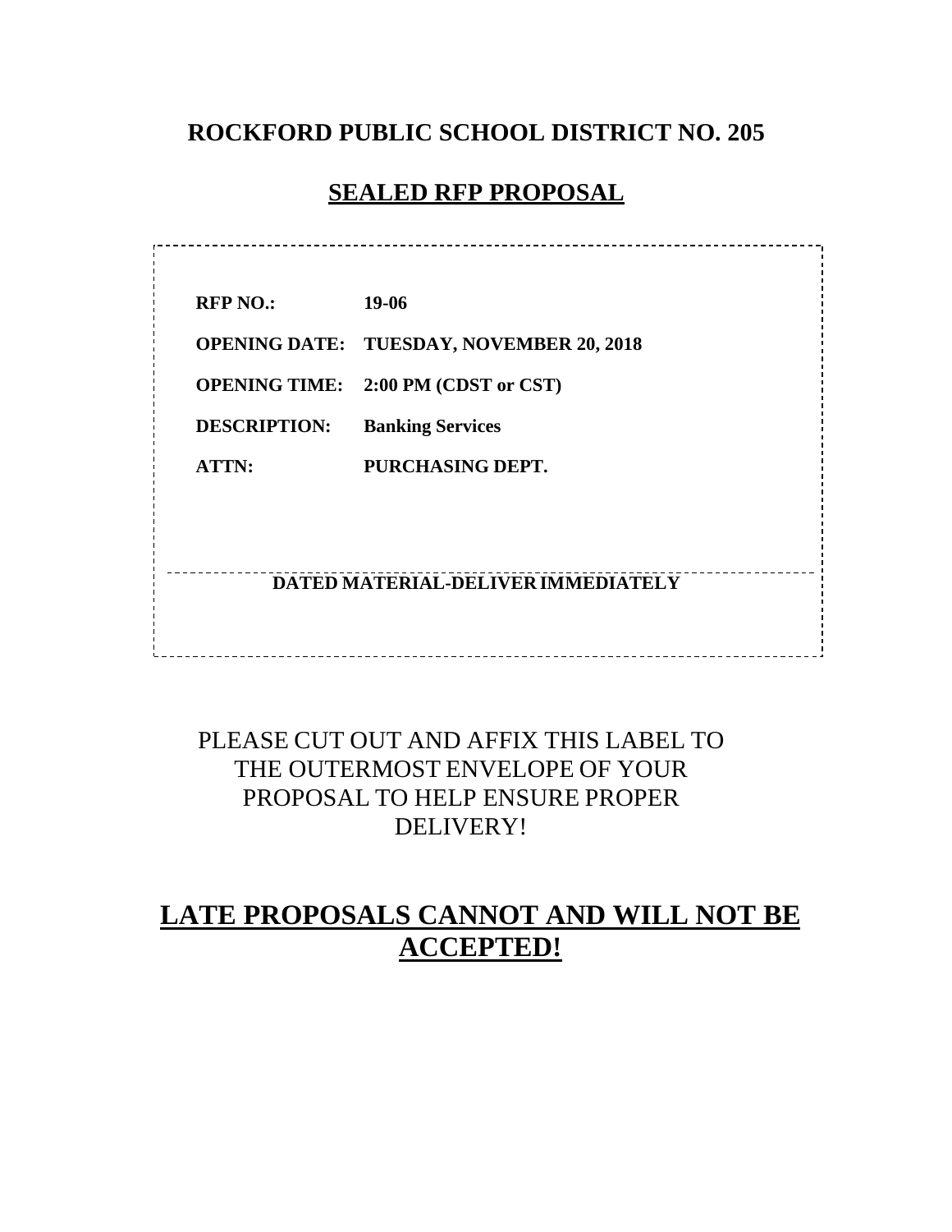# ROCKFORD PUBLIC SCHOOL DISTRICT NO. 205

## SEALED RFP PROPOSAL

| | |
|---|---|
| **RFP NO.:** | **19-06** |
| **OPENING DATE:** | **TUESDAY, NOVEMBER 20, 2018** |
| **OPENING TIME:** | **2:00 PM (CDST or CST)** |
| **DESCRIPTION:** | **Banking Services** |
| **ATTN:** | **PURCHASING DEPT.** |

**DATED MATERIAL-DELIVER IMMEDIATELY**

PLEASE CUT OUT AND AFFIX THIS LABEL TO THE OUTERMOST ENVELOPE OF YOUR PROPOSAL TO HELP ENSURE PROPER DELIVERY!

## LATE PROPOSALS CANNOT AND WILL NOT BE ACCEPTED!